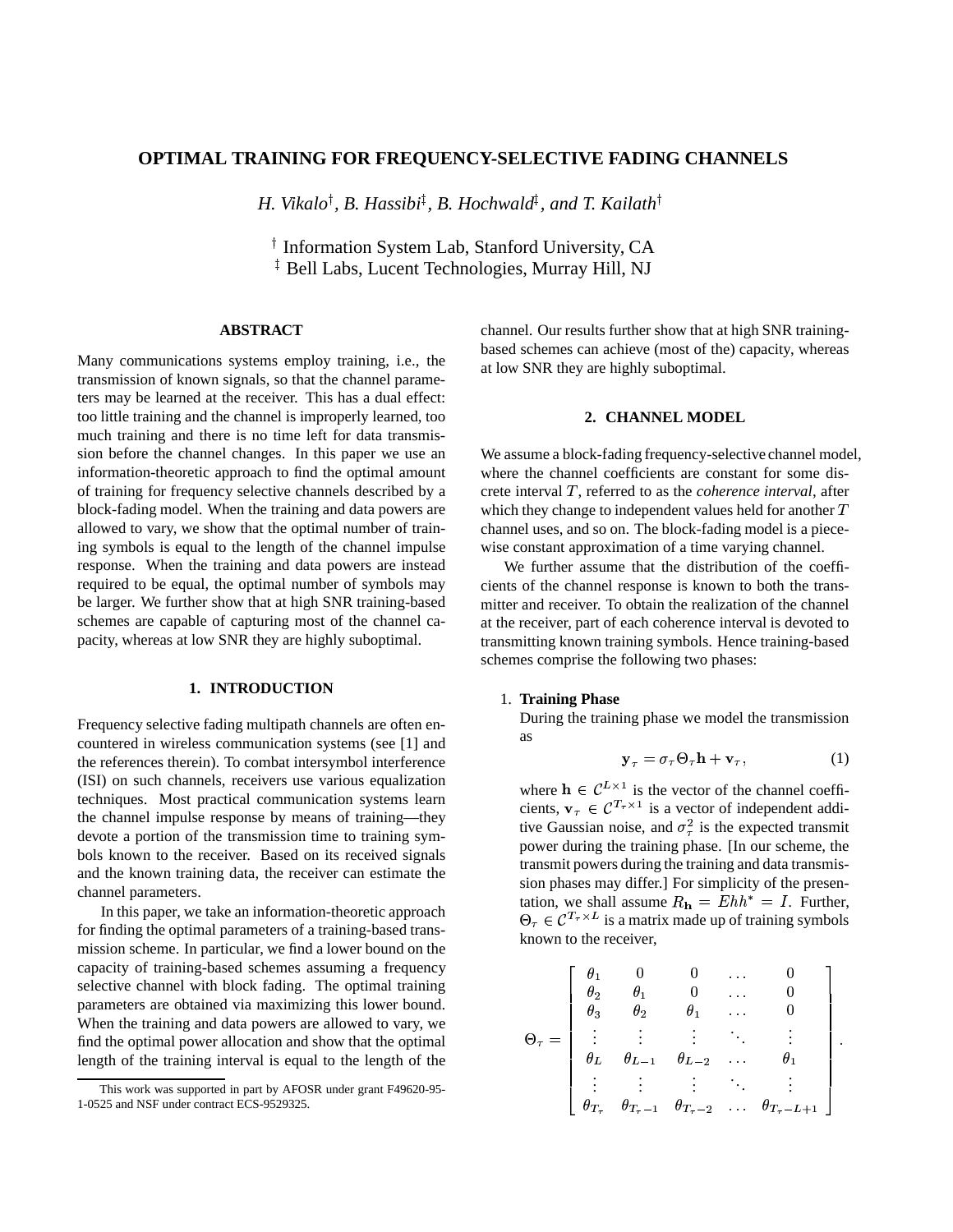# OPTIMAL TRAINING FOR FREQUENCY-SELECTIVE FADING CHANNELS

*H. Vikalo*[†], *B. Hassibi*[‡], *B. Hochwald*[‡], *and T. Kailath*[†]

[†] Information System Lab, Stanford University, CA
[‡] Bell Labs, Lucent Technologies, Murray Hill, NJ

## ABSTRACT

Many communications systems employ training, i.e., the transmission of known signals, so that the channel parameters may be learned at the receiver. This has a dual effect: too little training and the channel is improperly learned, too much training and there is no time left for data transmission before the channel changes. In this paper we use an information-theoretic approach to find the optimal amount of training for frequency selective channels described by a block-fading model. When the training and data powers are allowed to vary, we show that the optimal number of training symbols is equal to the length of the channel impulse response. When the training and data powers are instead required to be equal, the optimal number of symbols may be larger. We further show that at high SNR training-based schemes are capable of capturing most of the channel capacity, whereas at low SNR they are highly suboptimal.

## 1. INTRODUCTION

Frequency selective fading multipath channels are often encountered in wireless communication systems (see [1] and the references therein). To combat intersymbol interference (ISI) on such channels, receivers use various equalization techniques. Most practical communication systems learn the channel impulse response by means of training—they devote a portion of the transmission time to training symbols known to the receiver. Based on its received signals and the known training data, the receiver can estimate the channel parameters.

In this paper, we take an information-theoretic approach for finding the optimal parameters of a training-based transmission scheme. In particular, we find a lower bound on the capacity of training-based schemes assuming a frequency selective channel with block fading. The optimal training parameters are obtained via maximizing this lower bound. When the training and data powers are allowed to vary, we find the optimal power allocation and show that the optimal length of the training interval is equal to the length of the channel. Our results further show that at high SNR training-based schemes can achieve (most of the) capacity, whereas at low SNR they are highly suboptimal.

## 2. CHANNEL MODEL

We assume a block-fading frequency-selective channel model, where the channel coefficients are constant for some discrete interval $T$, referred to as the *coherence interval*, after which they change to independent values held for another $T$ channel uses, and so on. The block-fading model is a piecewise constant approximation of a time varying channel.

We further assume that the distribution of the coefficients of the channel response is known to both the transmitter and receiver. To obtain the realization of the channel at the receiver, part of each coherence interval is devoted to transmitting known training symbols. Hence training-based schemes comprise the following two phases:

1. **Training Phase**
   During the training phase we model the transmission as

$$\mathbf{y}_\tau = \sigma_\tau \Theta_\tau \mathbf{h} + \mathbf{v}_\tau, \tag{1}$$

   where $\mathbf{h} \in \mathcal{C}^{L\times 1}$ is the vector of the channel coefficients, $\mathbf{v}_\tau \in \mathcal{C}^{T_\tau \times 1}$ is a vector of independent additive Gaussian noise, and $\sigma_\tau^2$ is the expected transmit power during the training phase. [In our scheme, the transmit powers during the training and data transmission phases may differ.] For simplicity of the presentation, we shall assume $R_{\mathbf{h}} = Ehh^* = I$. Further, $\Theta_\tau \in \mathcal{C}^{T_\tau \times L}$ is a matrix made up of training symbols known to the receiver,

$$\Theta_\tau = \begin{bmatrix} \theta_1 & 0 & 0 & \dots & 0 \\ \theta_2 & \theta_1 & 0 & \dots & 0 \\ \theta_3 & \theta_2 & \theta_1 & \dots & 0 \\ \vdots & \vdots & \vdots & \ddots & \vdots \\ \theta_L & \theta_{L-1} & \theta_{L-2} & \dots & \theta_1 \\ \vdots & \vdots & \vdots & \ddots & \vdots \\ \theta_{T_\tau} & \theta_{T_\tau -1} & \theta_{T_\tau -2} & \dots & \theta_{T_\tau - L+1} \end{bmatrix}.$$

This work was supported in part by AFOSR under grant F49620-95-1-0525 and NSF under contract ECS-9529325.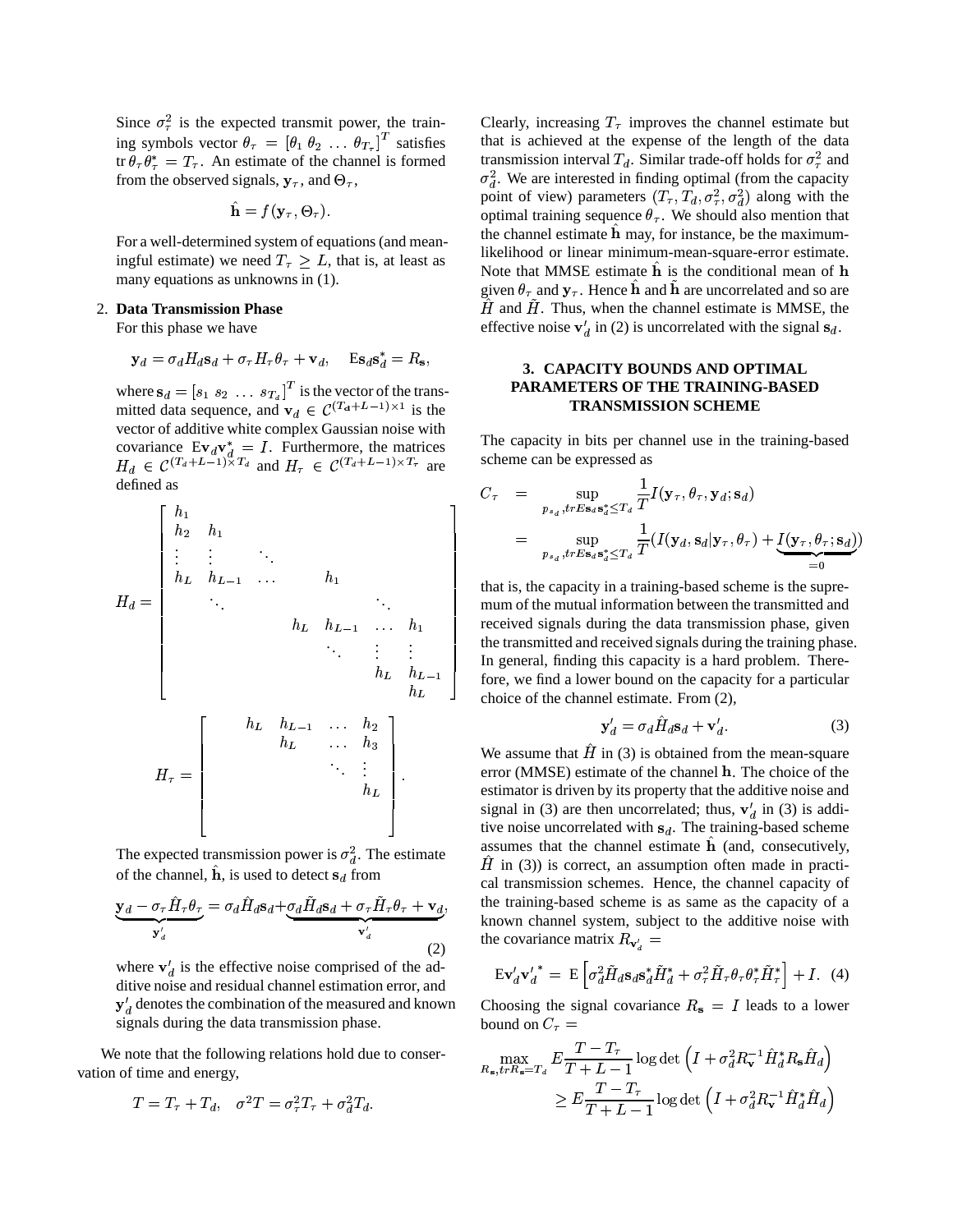Since $\sigma_\tau^2$ is the expected transmit power, the training symbols vector $\theta_\tau = [\theta_1\ \theta_2\ \ldots\ \theta_{T_\tau}]^T$ satisfies $\operatorname{tr}\theta_\tau\theta_\tau^* = T_\tau$. An estimate of the channel is formed from the observed signals, $\mathbf{y}_\tau$, and $\Theta_\tau$,

$$\hat{\mathbf{h}} = f(\mathbf{y}_\tau, \Theta_\tau).$$

For a well-determined system of equations (and meaningful estimate) we need $T_\tau \geq L$, that is, at least as many equations as unknowns in (1).

2. **Data Transmission Phase**

For this phase we have

$$\mathbf{y}_d = \sigma_d H_d \mathbf{s}_d + \sigma_\tau H_\tau \theta_\tau + \mathbf{v}_d, \quad \mathrm{E}\mathbf{s}_d\mathbf{s}_d^* = R_\mathbf{s},$$

where $\mathbf{s}_d = [s_1\ s_2\ \ldots\ s_{T_d}]^T$ is the vector of the transmitted data sequence, and $\mathbf{v}_d \in \mathcal{C}^{(T_d+L-1)\times 1}$ is the vector of additive white complex Gaussian noise with covariance $\mathrm{E}\mathbf{v}_d\mathbf{v}_d^* = I$. Furthermore, the matrices $H_d \in \mathcal{C}^{(T_d+L-1)\times T_d}$ and $H_\tau \in \mathcal{C}^{(T_d+L-1)\times T_\tau}$ are defined as

$$H_d = \begin{bmatrix} h_1 & & & & & & \\ h_2 & h_1 & & & & & \\ \vdots & \vdots & \ddots & & & & \\ h_L & h_{L-1} & \ldots & & h_1 & & \\ & \ddots & & & & \ddots & \\ & & & h_L & h_{L-1} & \ldots & h_1 \\ & & & & \ddots & \vdots & \vdots \\ & & & & & h_L & h_{L-1} \\ & & & & & & h_L \end{bmatrix}$$

$$H_\tau = \begin{bmatrix} & h_L & h_{L-1} & \ldots & h_2 \\ & & h_L & \ldots & h_3 \\ & & & \ddots & \vdots \\ & & & & h_L \\ & & & & \\ & & & & \end{bmatrix}.$$

The expected transmission power is $\sigma_d^2$. The estimate of the channel, $\hat{\mathbf{h}}$, is used to detect $\mathbf{s}_d$ from

$$\underbrace{\mathbf{y}_d - \sigma_\tau \hat{H}_\tau \theta_\tau}_{\mathbf{y}'_d} = \sigma_d \hat{H}_d \mathbf{s}_d + \underbrace{\sigma_d \tilde{H}_d \mathbf{s}_d + \sigma_\tau \tilde{H}_\tau \theta_\tau + \mathbf{v}_d}_{\mathbf{v}'_d}, \tag{2}$$

where $\mathbf{v}'_d$ is the effective noise comprised of the additive noise and residual channel estimation error, and $\mathbf{y}'_d$ denotes the combination of the measured and known signals during the data transmission phase.

We note that the following relations hold due to conservation of time and energy,

$$T = T_\tau + T_d, \quad \sigma^2 T = \sigma_\tau^2 T_\tau + \sigma_d^2 T_d.$$

Clearly, increasing $T_\tau$ improves the channel estimate but that is achieved at the expense of the length of the data transmission interval $T_d$. Similar trade-off holds for $\sigma_\tau^2$ and $\sigma_d^2$. We are interested in finding optimal (from the capacity point of view) parameters $(T_\tau, T_d, \sigma_\tau^2, \sigma_d^2)$ along with the optimal training sequence $\theta_\tau$. We should also mention that the channel estimate $\hat{\mathbf{h}}$ may, for instance, be the maximum-likelihood or linear minimum-mean-square-error estimate. Note that MMSE estimate $\hat{\mathbf{h}}$ is the conditional mean of $\mathbf{h}$ given $\theta_\tau$ and $\mathbf{y}_\tau$. Hence $\hat{\mathbf{h}}$ and $\tilde{\mathbf{h}}$ are uncorrelated and so are $\hat{H}$ and $\tilde{H}$. Thus, when the channel estimate is MMSE, the effective noise $\mathbf{v}'_d$ in (2) is uncorrelated with the signal $\mathbf{s}_d$.

## 3. CAPACITY BOUNDS AND OPTIMAL PARAMETERS OF THE TRAINING-BASED TRANSMISSION SCHEME

The capacity in bits per channel use in the training-based scheme can be expressed as

$$\begin{aligned} C_\tau &= \sup_{p_{s_d}, tr E\mathbf{s}_d\mathbf{s}_d^* \leq T_d} \frac{1}{T} I(\mathbf{y}_\tau, \theta_\tau, \mathbf{y}_d; \mathbf{s}_d) \\ &= \sup_{p_{s_d}, tr E\mathbf{s}_d\mathbf{s}_d^* \leq T_d} \frac{1}{T}(I(\mathbf{y}_d, \mathbf{s}_d | \mathbf{y}_\tau, \theta_\tau) + \underbrace{I(\mathbf{y}_\tau, \theta_\tau; \mathbf{s}_d)}_{=0}) \end{aligned}$$

that is, the capacity in a training-based scheme is the supremum of the mutual information between the transmitted and received signals during the data transmission phase, given the transmitted and received signals during the training phase. In general, finding this capacity is a hard problem. Therefore, we find a lower bound on the capacity for a particular choice of the channel estimate. From (2),

$$\mathbf{y}'_d = \sigma_d \hat{H}_d \mathbf{s}_d + \mathbf{v}'_d. \tag{3}$$

We assume that $\hat{H}$ in (3) is obtained from the mean-square error (MMSE) estimate of the channel $\mathbf{h}$. The choice of the estimator is driven by its property that the additive noise and signal in (3) are then uncorrelated; thus, $\mathbf{v}'_d$ in (3) is additive noise uncorrelated with $\mathbf{s}_d$. The training-based scheme assumes that the channel estimate $\hat{\mathbf{h}}$ (and, consecutively, $\hat{H}$ in (3)) is correct, an assumption often made in practical transmission schemes. Hence, the channel capacity of the training-based scheme is as same as the capacity of a known channel system, subject to the additive noise with the covariance matrix $R_{\mathbf{v}'_d} =$

$$\mathrm{E}\mathbf{v}'_d{\mathbf{v}'_d}^* = \mathrm{E}\left[\sigma_d^2 \tilde{H}_d \mathbf{s}_d \mathbf{s}_d^* \tilde{H}_d^* + \sigma_\tau^2 \tilde{H}_\tau \theta_\tau \theta_\tau^* \tilde{H}_\tau^*\right] + I. \tag{4}$$

Choosing the signal covariance $R_\mathbf{s} = I$ leads to a lower bound on $C_\tau =$

$$\begin{aligned} \max_{R_\mathbf{s}, trR_\mathbf{s} = T_d} & E\frac{T - T_\tau}{T + L - 1} \log\det\left(I + \sigma_d^2 R_\mathbf{v}^{-1} \hat{H}_d^* R_\mathbf{s} \hat{H}_d\right) \\ & \geq E\frac{T - T_\tau}{T + L - 1} \log\det\left(I + \sigma_d^2 R_\mathbf{v}^{-1} \hat{H}_d^* \hat{H}_d\right) \end{aligned}$$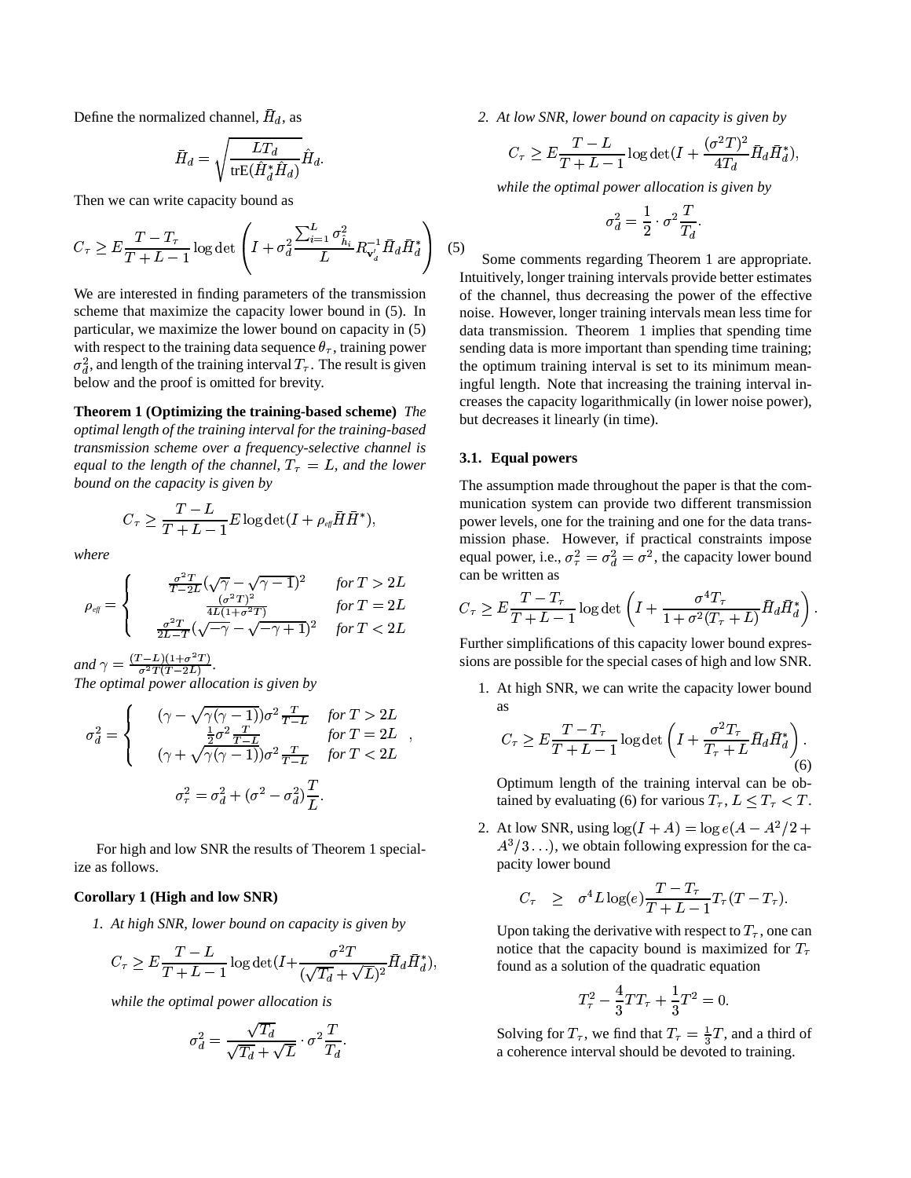Define the normalized channel, $\bar{H}_d$, as

$$\bar{H}_d = \sqrt{\frac{LT_d}{\text{trE}(\hat{H}_d^* \hat{H}_d)}} \hat{H}_d.$$

Then we can write capacity bound as

$$C_\tau \geq E \frac{T - T_\tau}{T + L - 1} \log\det\left( I + \sigma_d^2 \frac{\sum_{i=1}^{L} \sigma_{\hat{h}_i}^2}{L} R_{\mathbf{v}_d'}^{-1} \bar{H}_d \bar{H}_d^* \right) \quad (5)$$

We are interested in finding parameters of the transmission scheme that maximize the capacity lower bound in (5). In particular, we maximize the lower bound on capacity in (5) with respect to the training data sequence $\theta_\tau$, training power $\sigma_d^2$, and length of the training interval $T_\tau$. The result is given below and the proof is omitted for brevity.

**Theorem 1 (Optimizing the training-based scheme)** *The optimal length of the training interval for the training-based transmission scheme over a frequency-selective channel is equal to the length of the channel, $T_\tau = L$, and the lower bound on the capacity is given by*

$$C_\tau \geq \frac{T - L}{T + L - 1} E \log\det(I + \rho_{\text{eff}} \bar{H} \bar{H}^*),$$

*where*

$$\rho_{\text{eff}} = \begin{cases} \frac{\sigma^2 T}{T - 2L} (\sqrt{\gamma} - \sqrt{\gamma - 1})^2 & \text{for } T > 2L \\ \frac{(\sigma^2 T)^2}{4L(1 + \sigma^2 T)} & \text{for } T = 2L \\ \frac{\sigma^2 T}{2L - T} (\sqrt{-\gamma} - \sqrt{-\gamma + 1})^2 & \text{for } T < 2L \end{cases}$$

*and* $\gamma = \frac{(T-L)(1+\sigma^2 T)}{\sigma^2 T (T - 2L)}$.
*The optimal power allocation is given by*

$$\sigma_d^2 = \begin{cases} (\gamma - \sqrt{\gamma(\gamma - 1)}) \sigma^2 \frac{T}{T-L} & \text{for } T > 2L \\ \frac{1}{2} \sigma^2 \frac{T}{T-L} & \text{for } T = 2L \\ (\gamma + \sqrt{\gamma(\gamma - 1)}) \sigma^2 \frac{T}{T-L} & \text{for } T < 2L \end{cases},$$

$$\sigma_\tau^2 = \sigma_d^2 + (\sigma^2 - \sigma_d^2) \frac{T}{L}.$$

For high and low SNR the results of Theorem 1 specialize as follows.

**Corollary 1 (High and low SNR)**

1. *At high SNR, lower bound on capacity is given by*

$$C_\tau \geq E \frac{T - L}{T + L - 1} \log\det(I + \frac{\sigma^2 T}{(\sqrt{T_d} + \sqrt{L})^2} \bar{H}_d \bar{H}_d^*),$$

*while the optimal power allocation is*

$$\sigma_d^2 = \frac{\sqrt{T_d}}{\sqrt{T_d} + \sqrt{L}} \cdot \sigma^2 \frac{T}{T_d}.$$

2. *At low SNR, lower bound on capacity is given by*

$$C_\tau \geq E \frac{T - L}{T + L - 1} \log\det(I + \frac{(\sigma^2 T)^2}{4T_d} \bar{H}_d \bar{H}_d^*),$$

*while the optimal power allocation is given by*

$$\sigma_d^2 = \frac{1}{2} \cdot \sigma^2 \frac{T}{T_d}.$$

Some comments regarding Theorem 1 are appropriate. Intuitively, longer training intervals provide better estimates of the channel, thus decreasing the power of the effective noise. However, longer training intervals mean less time for data transmission. Theorem 1 implies that spending time sending data is more important than spending time training; the optimum training interval is set to its minimum meaningful length. Note that increasing the training interval increases the capacity logarithmically (in lower noise power), but decreases it linearly (in time).

### 3.1. Equal powers

The assumption made throughout the paper is that the communication system can provide two different transmission power levels, one for the training and one for the data transmission phase. However, if practical constraints impose equal power, i.e., $\sigma_\tau^2 = \sigma_d^2 = \sigma^2$, the capacity lower bound can be written as

$$C_\tau \geq E \frac{T - T_\tau}{T + L - 1} \log\det\left( I + \frac{\sigma^4 T_\tau}{1 + \sigma^2 (T_\tau + L)} \bar{H}_d \bar{H}_d^* \right).$$

Further simplifications of this capacity lower bound expressions are possible for the special cases of high and low SNR.

1. At high SNR, we can write the capacity lower bound as

$$C_\tau \geq E \frac{T - T_\tau}{T + L - 1} \log\det\left( I + \frac{\sigma^2 T_\tau}{T_\tau + L} \bar{H}_d \bar{H}_d^* \right). \quad (6)$$

Optimum length of the training interval can be obtained by evaluating (6) for various $T_\tau$, $L \leq T_\tau < T$.

2. At low SNR, using $\log(I + A) = \log e (A - A^2/2 + A^3/3 \ldots)$, we obtain following expression for the capacity lower bound

$$C_\tau \quad \geq \quad \sigma^4 L \log(e) \frac{T - T_\tau}{T + L - 1} T_\tau (T - T_\tau).$$

Upon taking the derivative with respect to $T_\tau$, one can notice that the capacity bound is maximized for $T_\tau$ found as a solution of the quadratic equation

$$T_\tau^2 - \frac{4}{3} T T_\tau + \frac{1}{3} T^2 = 0.$$

Solving for $T_\tau$, we find that $T_\tau = \frac{1}{3} T$, and a third of a coherence interval should be devoted to training.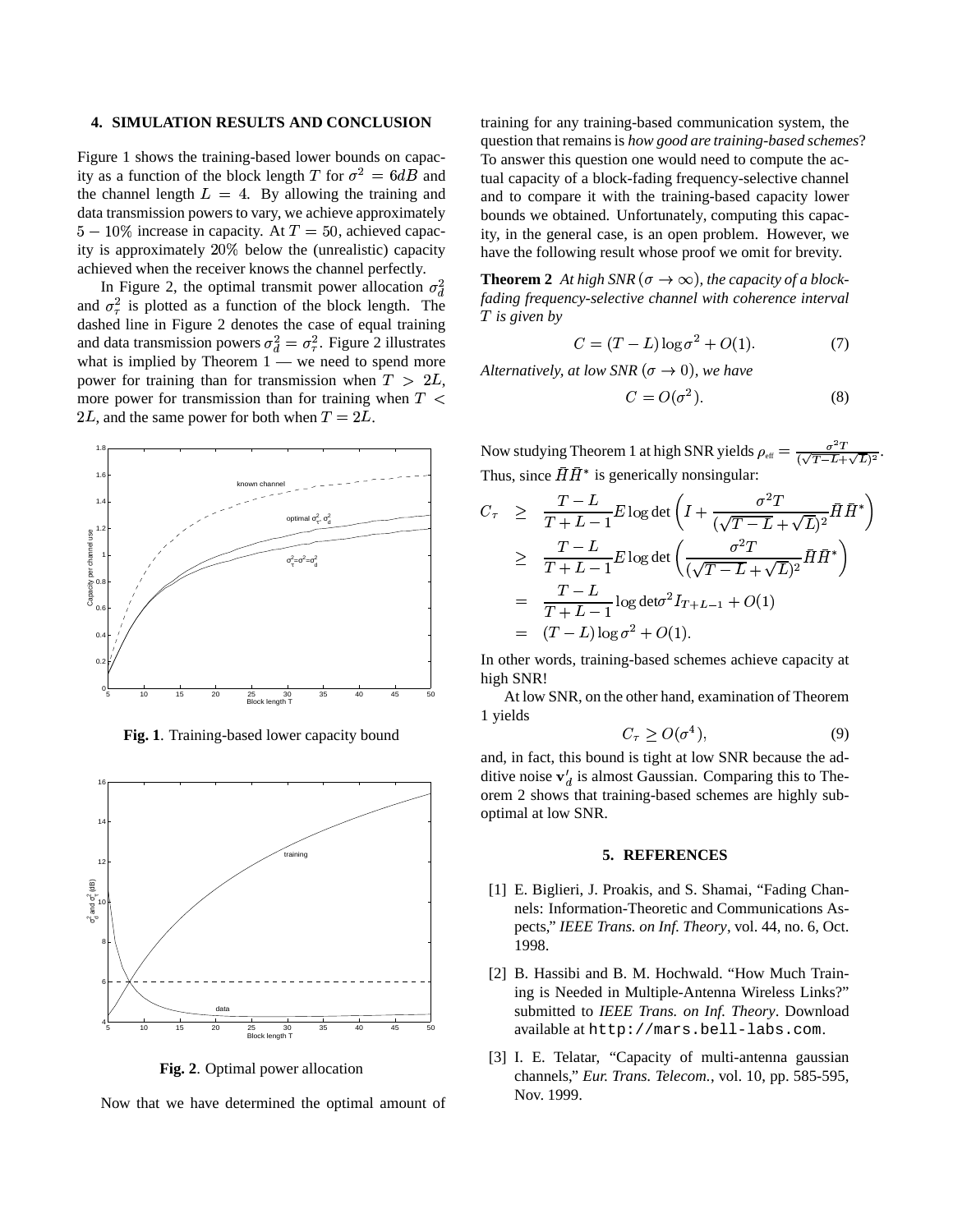## 4. SIMULATION RESULTS AND CONCLUSION

Figure 1 shows the training-based lower bounds on capacity as a function of the block length $T$ for $\sigma^2 = 6dB$ and the channel length $L = 4$. By allowing the training and data transmission powers to vary, we achieve approximately $5-10\%$ increase in capacity. At $T = 50$, achieved capacity is approximately $20\%$ below the (unrealistic) capacity achieved when the receiver knows the channel perfectly.

In Figure 2, the optimal transmit power allocation $\sigma_d^2$ and $\sigma_\tau^2$ is plotted as a function of the block length. The dashed line in Figure 2 denotes the case of equal training and data transmission powers $\sigma_d^2 = \sigma_\tau^2$. Figure 2 illustrates what is implied by Theorem 1 — we need to spend more power for training than for transmission when $T > 2L$, more power for transmission than for training when $T < 2L$, and the same power for both when $T = 2L$.

known channel
optimal $\sigma_\tau^2$, $\sigma_d^2$
$\sigma_\tau^2=\sigma^2=\sigma_d^2$
Capacity per channel use
Block length T
0
0.2
0.4
0.6
0.8
1
1.2
1.4
1.6
1.8
5
10
15
20
25
30
35
40
45
50

**Fig. 1**. Training-based lower capacity bound

training
data
$\sigma_d^2$ and $\sigma_\tau^2$ (dB)
Block length T
4
6
8
10
12
14
16
5
10
15
20
25
30
35
40
45
50

**Fig. 2**. Optimal power allocation

Now that we have determined the optimal amount of training for any training-based communication system, the question that remains is *how good are training-based schemes*? To answer this question one would need to compute the actual capacity of a block-fading frequency-selective channel and to compare it with the training-based capacity lower bounds we obtained. Unfortunately, computing this capacity, in the general case, is an open problem. However, we have the following result whose proof we omit for brevity.

**Theorem 2** *At high SNR ($\sigma \to \infty$), the capacity of a block-fading frequency-selective channel with coherence interval $T$ is given by*

$$C = (T-L)\log\sigma^2 + O(1). \tag{7}$$

*Alternatively, at low SNR ($\sigma \to 0$), we have*

$$C = O(\sigma^2). \tag{8}$$

Now studying Theorem 1 at high SNR yields $\rho_{\text{eff}} = \frac{\sigma^2 T}{(\sqrt{T-L}+\sqrt{L})^2}$. Thus, since $\bar{H}\bar{H}^*$ is generically nonsingular:

$$\begin{aligned}
C_\tau &\geq \frac{T-L}{T+L-1} E \log\det\left(I + \frac{\sigma^2 T}{(\sqrt{T-L}+\sqrt{L})^2}\bar{H}\bar{H}^*\right) \\
&\geq \frac{T-L}{T+L-1} E \log\det\left(\frac{\sigma^2 T}{(\sqrt{T-L}+\sqrt{L})^2}\bar{H}\bar{H}^*\right) \\
&= \frac{T-L}{T+L-1}\log\det \sigma^2 I_{T+L-1} + O(1) \\
&= (T-L)\log\sigma^2 + O(1).
\end{aligned}$$

In other words, training-based schemes achieve capacity at high SNR!

At low SNR, on the other hand, examination of Theorem 1 yields

$$C_\tau \geq O(\sigma^4), \tag{9}$$

and, in fact, this bound is tight at low SNR because the additive noise $\mathbf{v}_d'$ is almost Gaussian. Comparing this to Theorem 2 shows that training-based schemes are highly suboptimal at low SNR.

## 5. REFERENCES

[1] E. Biglieri, J. Proakis, and S. Shamai, "Fading Channels: Information-Theoretic and Communications Aspects," *IEEE Trans. on Inf. Theory*, vol. 44, no. 6, Oct. 1998.

[2] B. Hassibi and B. M. Hochwald. "How Much Training is Needed in Multiple-Antenna Wireless Links?" submitted to *IEEE Trans. on Inf. Theory*. Download available at `http://mars.bell-labs.com`.

[3] I. E. Telatar, "Capacity of multi-antenna gaussian channels," *Eur. Trans. Telecom.*, vol. 10, pp. 585-595, Nov. 1999.